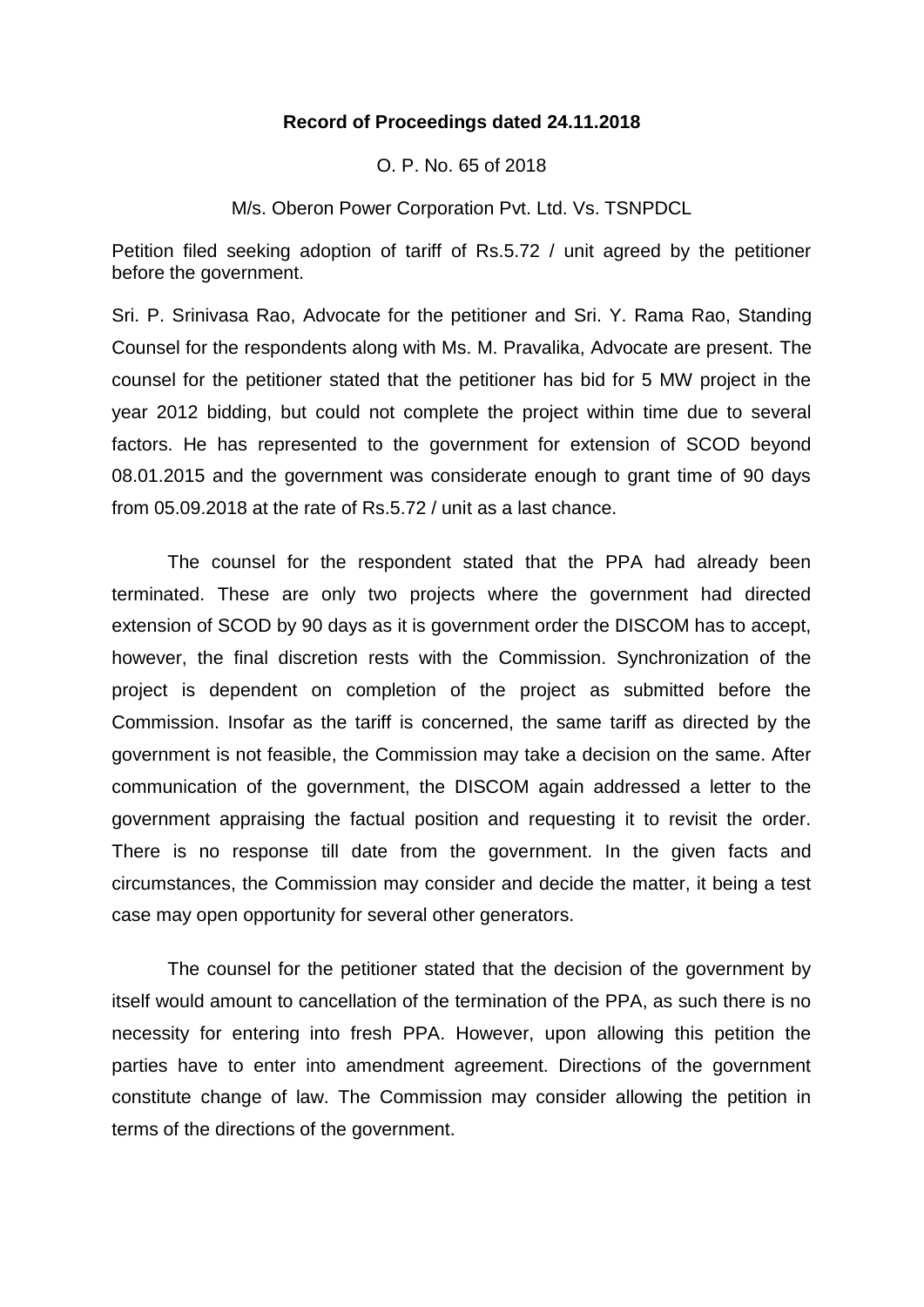**Record of Proceedings dated 24.11.2018**

O. P. No. 65 of 2018

M/s. Oberon Power Corporation Pvt. Ltd. Vs. TSNPDCL

Petition filed seeking adoption of tariff of Rs.5.72 / unit agreed by the petitioner before the government.

Sri. P. Srinivasa Rao, Advocate for the petitioner and Sri. Y. Rama Rao, Standing Counsel for the respondents along with Ms. M. Pravalika, Advocate are present. The counsel for the petitioner stated that the petitioner has bid for 5 MW project in the year 2012 bidding, but could not complete the project within time due to several factors. He has represented to the government for extension of SCOD beyond 08.01.2015 and the government was considerate enough to grant time of 90 days from 05.09.2018 at the rate of Rs.5.72 / unit as a last chance.

The counsel for the respondent stated that the PPA had already been terminated. These are only two projects where the government had directed extension of SCOD by 90 days as it is government order the DISCOM has to accept, however, the final discretion rests with the Commission. Synchronization of the project is dependent on completion of the project as submitted before the Commission. Insofar as the tariff is concerned, the same tariff as directed by the government is not feasible, the Commission may take a decision on the same. After communication of the government, the DISCOM again addressed a letter to the government appraising the factual position and requesting it to revisit the order. There is no response till date from the government. In the given facts and circumstances, the Commission may consider and decide the matter, it being a test case may open opportunity for several other generators.

The counsel for the petitioner stated that the decision of the government by itself would amount to cancellation of the termination of the PPA, as such there is no necessity for entering into fresh PPA. However, upon allowing this petition the parties have to enter into amendment agreement. Directions of the government constitute change of law. The Commission may consider allowing the petition in terms of the directions of the government.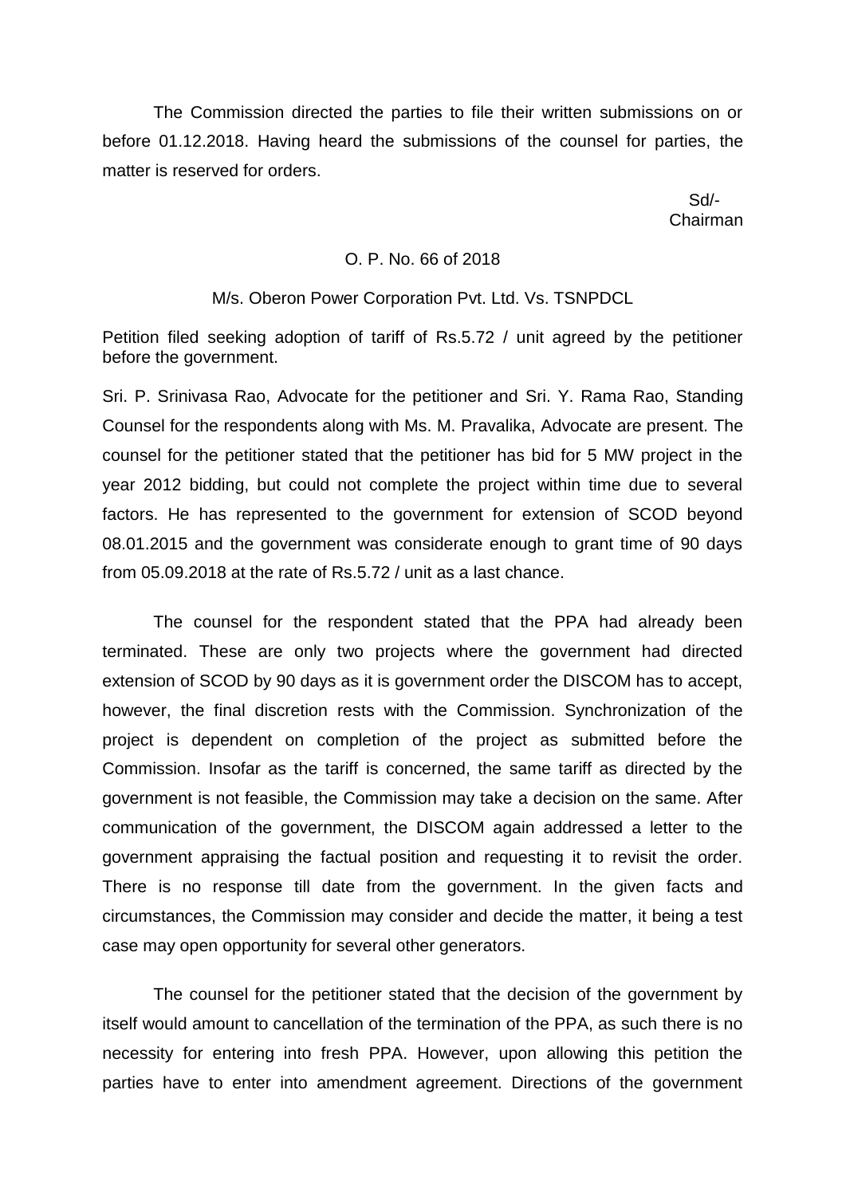The Commission directed the parties to file their written submissions on or before 01.12.2018. Having heard the submissions of the counsel for parties, the matter is reserved for orders.

Sd/-
Chairman

O. P. No. 66 of 2018

M/s. Oberon Power Corporation Pvt. Ltd. Vs. TSNPDCL

Petition filed seeking adoption of tariff of Rs.5.72 / unit agreed by the petitioner before the government.

Sri. P. Srinivasa Rao, Advocate for the petitioner and Sri. Y. Rama Rao, Standing Counsel for the respondents along with Ms. M. Pravalika, Advocate are present. The counsel for the petitioner stated that the petitioner has bid for 5 MW project in the year 2012 bidding, but could not complete the project within time due to several factors. He has represented to the government for extension of SCOD beyond 08.01.2015 and the government was considerate enough to grant time of 90 days from 05.09.2018 at the rate of Rs.5.72 / unit as a last chance.

The counsel for the respondent stated that the PPA had already been terminated. These are only two projects where the government had directed extension of SCOD by 90 days as it is government order the DISCOM has to accept, however, the final discretion rests with the Commission. Synchronization of the project is dependent on completion of the project as submitted before the Commission. Insofar as the tariff is concerned, the same tariff as directed by the government is not feasible, the Commission may take a decision on the same. After communication of the government, the DISCOM again addressed a letter to the government appraising the factual position and requesting it to revisit the order. There is no response till date from the government. In the given facts and circumstances, the Commission may consider and decide the matter, it being a test case may open opportunity for several other generators.

The counsel for the petitioner stated that the decision of the government by itself would amount to cancellation of the termination of the PPA, as such there is no necessity for entering into fresh PPA. However, upon allowing this petition the parties have to enter into amendment agreement. Directions of the government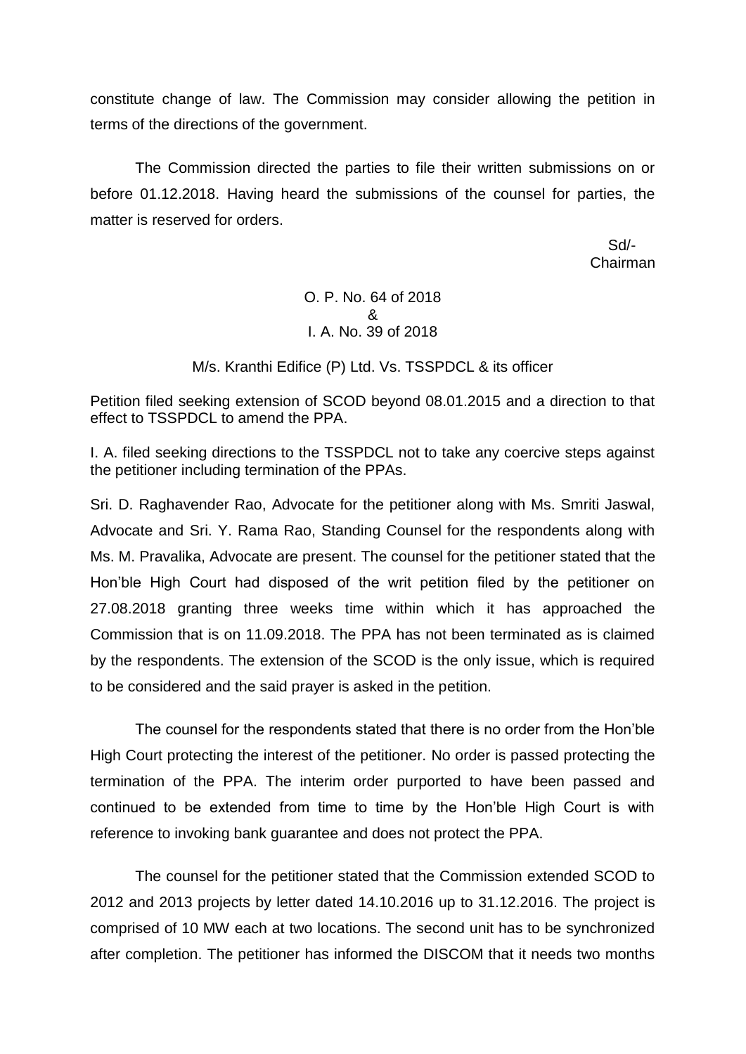constitute change of law. The Commission may consider allowing the petition in terms of the directions of the government.

The Commission directed the parties to file their written submissions on or before 01.12.2018. Having heard the submissions of the counsel for parties, the matter is reserved for orders.

Sd/-
Chairman

O. P. No. 64 of 2018
&
I. A. No. 39 of 2018

M/s. Kranthi Edifice (P) Ltd. Vs. TSSPDCL & its officer

Petition filed seeking extension of SCOD beyond 08.01.2015 and a direction to that effect to TSSPDCL to amend the PPA.

I. A. filed seeking directions to the TSSPDCL not to take any coercive steps against the petitioner including termination of the PPAs.

Sri. D. Raghavender Rao, Advocate for the petitioner along with Ms. Smriti Jaswal, Advocate and Sri. Y. Rama Rao, Standing Counsel for the respondents along with Ms. M. Pravalika, Advocate are present. The counsel for the petitioner stated that the Hon'ble High Court had disposed of the writ petition filed by the petitioner on 27.08.2018 granting three weeks time within which it has approached the Commission that is on 11.09.2018. The PPA has not been terminated as is claimed by the respondents. The extension of the SCOD is the only issue, which is required to be considered and the said prayer is asked in the petition.

The counsel for the respondents stated that there is no order from the Hon'ble High Court protecting the interest of the petitioner. No order is passed protecting the termination of the PPA. The interim order purported to have been passed and continued to be extended from time to time by the Hon'ble High Court is with reference to invoking bank guarantee and does not protect the PPA.

The counsel for the petitioner stated that the Commission extended SCOD to 2012 and 2013 projects by letter dated 14.10.2016 up to 31.12.2016. The project is comprised of 10 MW each at two locations. The second unit has to be synchronized after completion. The petitioner has informed the DISCOM that it needs two months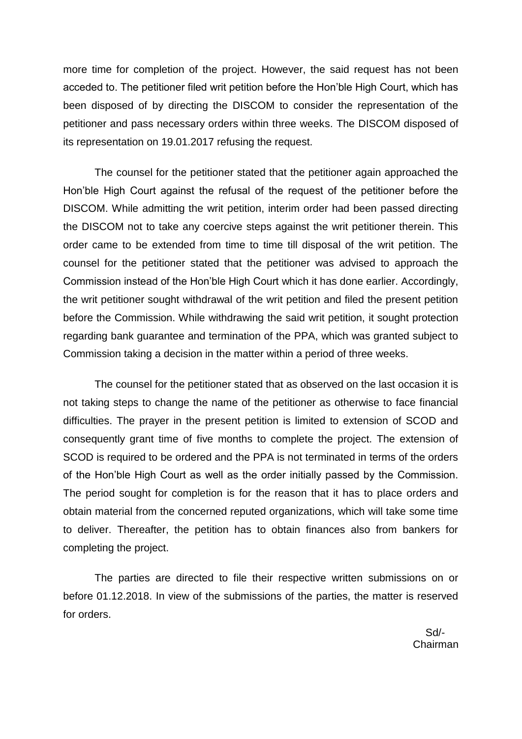more time for completion of the project. However, the said request has not been acceded to. The petitioner filed writ petition before the Hon'ble High Court, which has been disposed of by directing the DISCOM to consider the representation of the petitioner and pass necessary orders within three weeks. The DISCOM disposed of its representation on 19.01.2017 refusing the request.

The counsel for the petitioner stated that the petitioner again approached the Hon'ble High Court against the refusal of the request of the petitioner before the DISCOM. While admitting the writ petition, interim order had been passed directing the DISCOM not to take any coercive steps against the writ petitioner therein. This order came to be extended from time to time till disposal of the writ petition. The counsel for the petitioner stated that the petitioner was advised to approach the Commission instead of the Hon'ble High Court which it has done earlier. Accordingly, the writ petitioner sought withdrawal of the writ petition and filed the present petition before the Commission. While withdrawing the said writ petition, it sought protection regarding bank guarantee and termination of the PPA, which was granted subject to Commission taking a decision in the matter within a period of three weeks.

The counsel for the petitioner stated that as observed on the last occasion it is not taking steps to change the name of the petitioner as otherwise to face financial difficulties. The prayer in the present petition is limited to extension of SCOD and consequently grant time of five months to complete the project. The extension of SCOD is required to be ordered and the PPA is not terminated in terms of the orders of the Hon'ble High Court as well as the order initially passed by the Commission. The period sought for completion is for the reason that it has to place orders and obtain material from the concerned reputed organizations, which will take some time to deliver. Thereafter, the petition has to obtain finances also from bankers for completing the project.

The parties are directed to file their respective written submissions on or before 01.12.2018. In view of the submissions of the parties, the matter is reserved for orders.

Sd/-
Chairman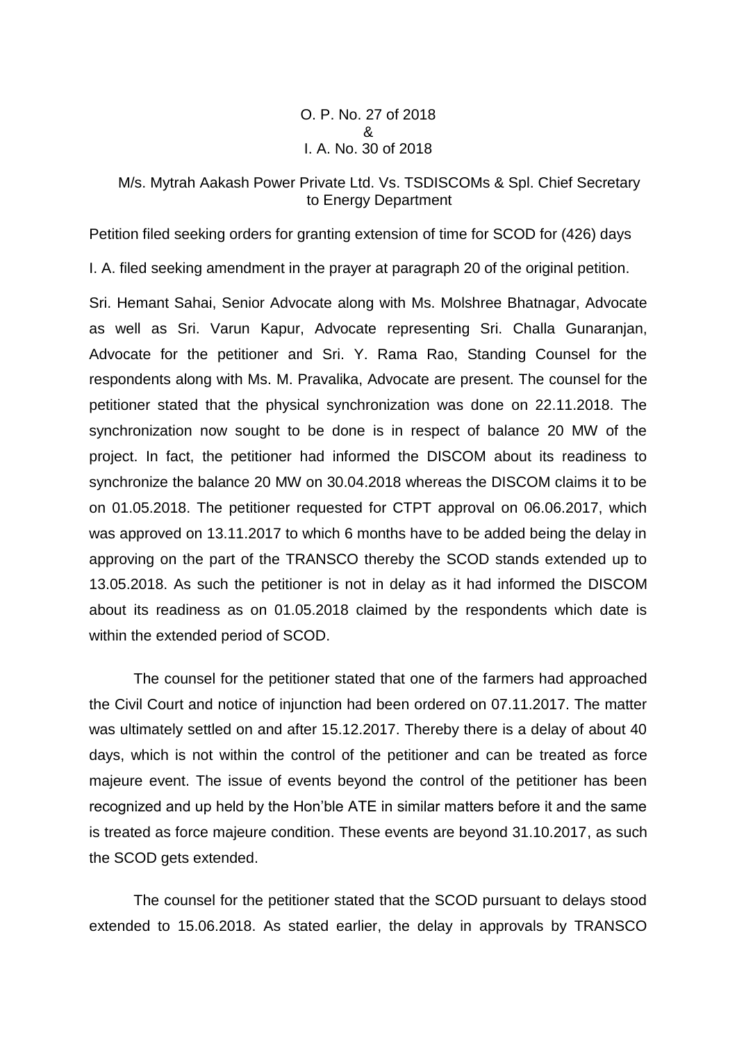O. P. No. 27 of 2018
&
I. A. No. 30 of 2018

M/s. Mytrah Aakash Power Private Ltd. Vs. TSDISCOMs & Spl. Chief Secretary to Energy Department

Petition filed seeking orders for granting extension of time for SCOD for (426) days

I. A. filed seeking amendment in the prayer at paragraph 20 of the original petition.

Sri. Hemant Sahai, Senior Advocate along with Ms. Molshree Bhatnagar, Advocate as well as Sri. Varun Kapur, Advocate representing Sri. Challa Gunaranjan, Advocate for the petitioner and Sri. Y. Rama Rao, Standing Counsel for the respondents along with Ms. M. Pravalika, Advocate are present. The counsel for the petitioner stated that the physical synchronization was done on 22.11.2018. The synchronization now sought to be done is in respect of balance 20 MW of the project. In fact, the petitioner had informed the DISCOM about its readiness to synchronize the balance 20 MW on 30.04.2018 whereas the DISCOM claims it to be on 01.05.2018. The petitioner requested for CTPT approval on 06.06.2017, which was approved on 13.11.2017 to which 6 months have to be added being the delay in approving on the part of the TRANSCO thereby the SCOD stands extended up to 13.05.2018. As such the petitioner is not in delay as it had informed the DISCOM about its readiness as on 01.05.2018 claimed by the respondents which date is within the extended period of SCOD.

The counsel for the petitioner stated that one of the farmers had approached the Civil Court and notice of injunction had been ordered on 07.11.2017. The matter was ultimately settled on and after 15.12.2017. Thereby there is a delay of about 40 days, which is not within the control of the petitioner and can be treated as force majeure event. The issue of events beyond the control of the petitioner has been recognized and up held by the Hon'ble ATE in similar matters before it and the same is treated as force majeure condition. These events are beyond 31.10.2017, as such the SCOD gets extended.

The counsel for the petitioner stated that the SCOD pursuant to delays stood extended to 15.06.2018. As stated earlier, the delay in approvals by TRANSCO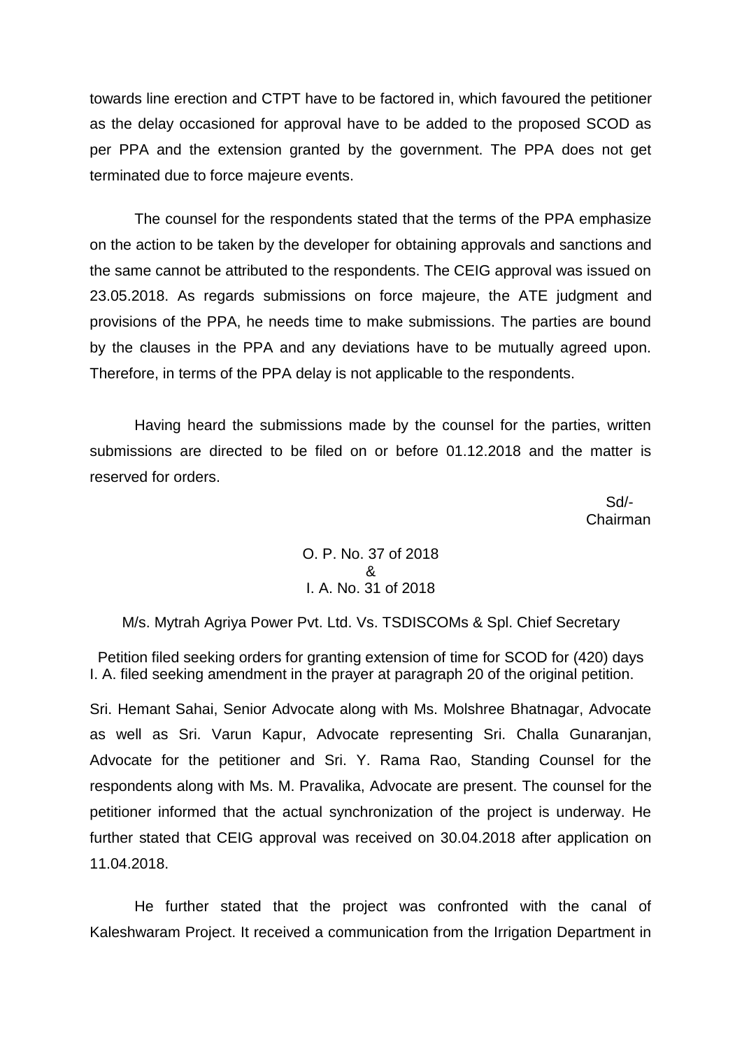towards line erection and CTPT have to be factored in, which favoured the petitioner as the delay occasioned for approval have to be added to the proposed SCOD as per PPA and the extension granted by the government. The PPA does not get terminated due to force majeure events.

The counsel for the respondents stated that the terms of the PPA emphasize on the action to be taken by the developer for obtaining approvals and sanctions and the same cannot be attributed to the respondents. The CEIG approval was issued on 23.05.2018. As regards submissions on force majeure, the ATE judgment and provisions of the PPA, he needs time to make submissions. The parties are bound by the clauses in the PPA and any deviations have to be mutually agreed upon. Therefore, in terms of the PPA delay is not applicable to the respondents.

Having heard the submissions made by the counsel for the parties, written submissions are directed to be filed on or before 01.12.2018 and the matter is reserved for orders.

Sd/-
Chairman

O. P. No. 37 of 2018
&
I. A. No. 31 of 2018

M/s. Mytrah Agriya Power Pvt. Ltd. Vs. TSDISCOMs & Spl. Chief Secretary

Petition filed seeking orders for granting extension of time for SCOD for (420) days
I. A. filed seeking amendment in the prayer at paragraph 20 of the original petition.

Sri. Hemant Sahai, Senior Advocate along with Ms. Molshree Bhatnagar, Advocate as well as Sri. Varun Kapur, Advocate representing Sri. Challa Gunaranjan, Advocate for the petitioner and Sri. Y. Rama Rao, Standing Counsel for the respondents along with Ms. M. Pravalika, Advocate are present. The counsel for the petitioner informed that the actual synchronization of the project is underway. He further stated that CEIG approval was received on 30.04.2018 after application on 11.04.2018.

He further stated that the project was confronted with the canal of Kaleshwaram Project. It received a communication from the Irrigation Department in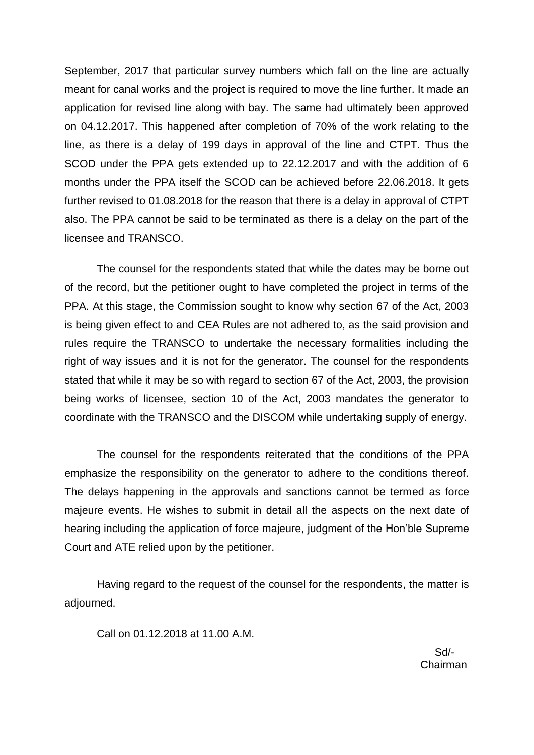September, 2017 that particular survey numbers which fall on the line are actually meant for canal works and the project is required to move the line further. It made an application for revised line along with bay. The same had ultimately been approved on 04.12.2017. This happened after completion of 70% of the work relating to the line, as there is a delay of 199 days in approval of the line and CTPT. Thus the SCOD under the PPA gets extended up to 22.12.2017 and with the addition of 6 months under the PPA itself the SCOD can be achieved before 22.06.2018. It gets further revised to 01.08.2018 for the reason that there is a delay in approval of CTPT also. The PPA cannot be said to be terminated as there is a delay on the part of the licensee and TRANSCO.

The counsel for the respondents stated that while the dates may be borne out of the record, but the petitioner ought to have completed the project in terms of the PPA. At this stage, the Commission sought to know why section 67 of the Act, 2003 is being given effect to and CEA Rules are not adhered to, as the said provision and rules require the TRANSCO to undertake the necessary formalities including the right of way issues and it is not for the generator. The counsel for the respondents stated that while it may be so with regard to section 67 of the Act, 2003, the provision being works of licensee, section 10 of the Act, 2003 mandates the generator to coordinate with the TRANSCO and the DISCOM while undertaking supply of energy.

The counsel for the respondents reiterated that the conditions of the PPA emphasize the responsibility on the generator to adhere to the conditions thereof. The delays happening in the approvals and sanctions cannot be termed as force majeure events. He wishes to submit in detail all the aspects on the next date of hearing including the application of force majeure, judgment of the Hon'ble Supreme Court and ATE relied upon by the petitioner.

Having regard to the request of the counsel for the respondents, the matter is adjourned.

Call on 01.12.2018 at 11.00 A.M.

Sd/-
Chairman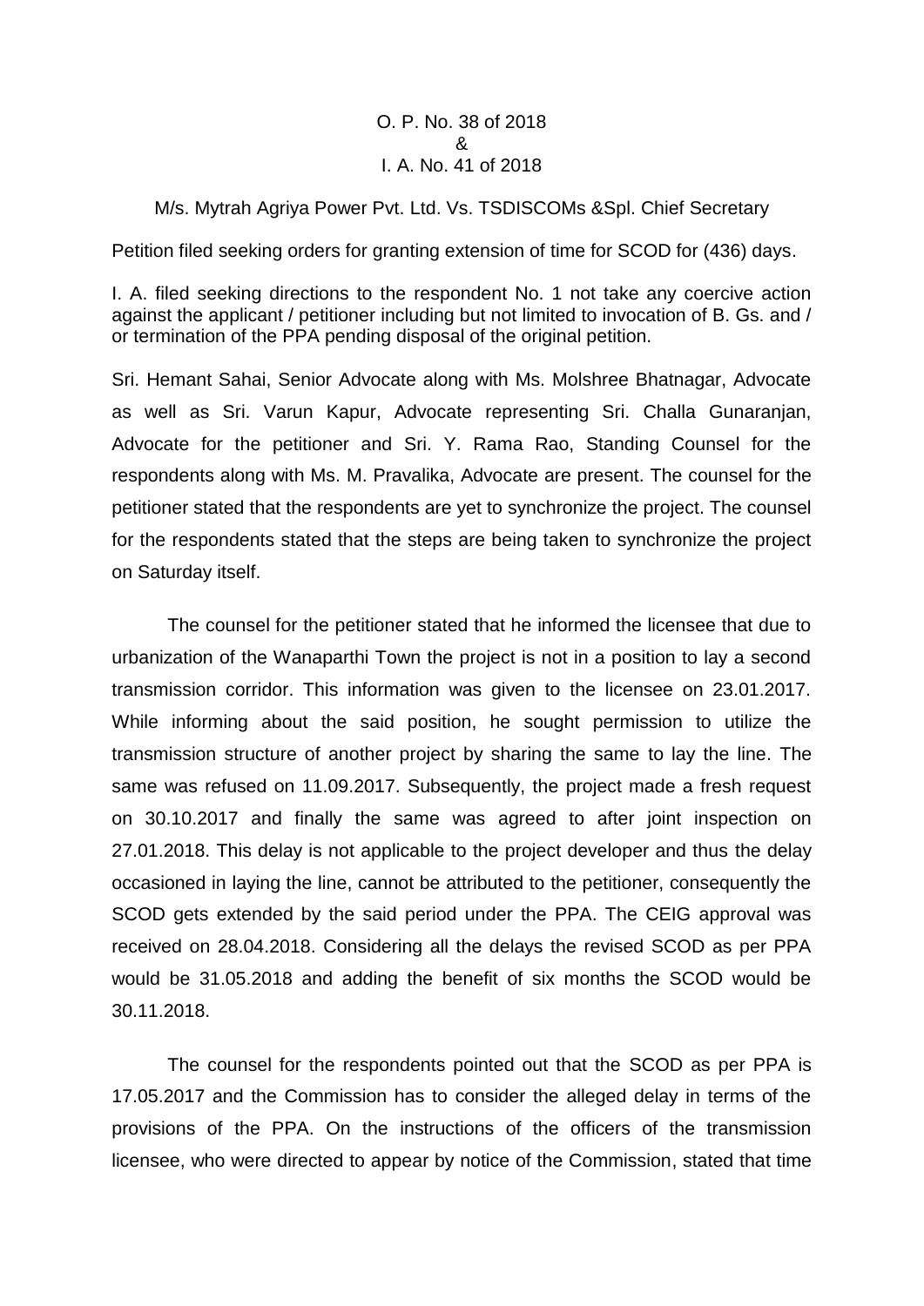O. P. No. 38 of 2018
&
I. A. No. 41 of 2018

M/s. Mytrah Agriya Power Pvt. Ltd. Vs. TSDISCOMs &Spl. Chief Secretary

Petition filed seeking orders for granting extension of time for SCOD for (436) days.

I. A. filed seeking directions to the respondent No. 1 not take any coercive action against the applicant / petitioner including but not limited to invocation of B. Gs. and / or termination of the PPA pending disposal of the original petition.

Sri. Hemant Sahai, Senior Advocate along with Ms. Molshree Bhatnagar, Advocate as well as Sri. Varun Kapur, Advocate representing Sri. Challa Gunaranjan, Advocate for the petitioner and Sri. Y. Rama Rao, Standing Counsel for the respondents along with Ms. M. Pravalika, Advocate are present. The counsel for the petitioner stated that the respondents are yet to synchronize the project. The counsel for the respondents stated that the steps are being taken to synchronize the project on Saturday itself.

The counsel for the petitioner stated that he informed the licensee that due to urbanization of the Wanaparthi Town the project is not in a position to lay a second transmission corridor. This information was given to the licensee on 23.01.2017. While informing about the said position, he sought permission to utilize the transmission structure of another project by sharing the same to lay the line. The same was refused on 11.09.2017. Subsequently, the project made a fresh request on 30.10.2017 and finally the same was agreed to after joint inspection on 27.01.2018. This delay is not applicable to the project developer and thus the delay occasioned in laying the line, cannot be attributed to the petitioner, consequently the SCOD gets extended by the said period under the PPA. The CEIG approval was received on 28.04.2018. Considering all the delays the revised SCOD as per PPA would be 31.05.2018 and adding the benefit of six months the SCOD would be 30.11.2018.

The counsel for the respondents pointed out that the SCOD as per PPA is 17.05.2017 and the Commission has to consider the alleged delay in terms of the provisions of the PPA. On the instructions of the officers of the transmission licensee, who were directed to appear by notice of the Commission, stated that time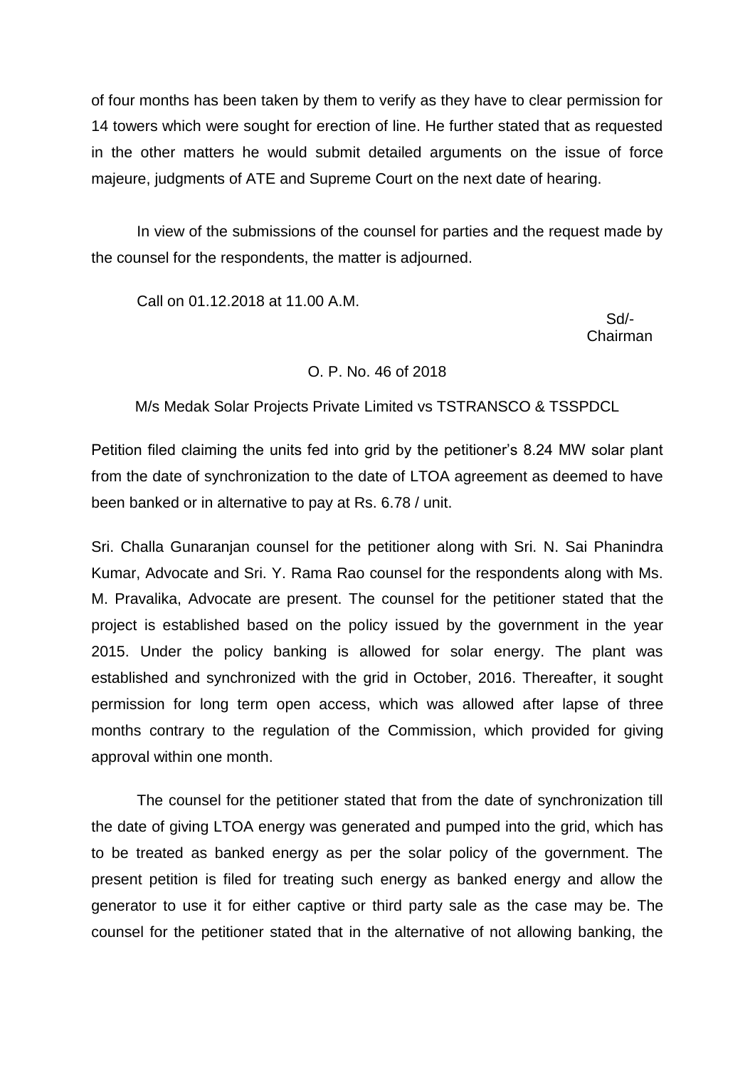of four months has been taken by them to verify as they have to clear permission for 14 towers which were sought for erection of line. He further stated that as requested in the other matters he would submit detailed arguments on the issue of force majeure, judgments of ATE and Supreme Court on the next date of hearing.

In view of the submissions of the counsel for parties and the request made by the counsel for the respondents, the matter is adjourned.

Call on 01.12.2018 at 11.00 A.M.

Sd/-
Chairman

O. P. No. 46 of 2018

M/s Medak Solar Projects Private Limited vs TSTRANSCO & TSSPDCL

Petition filed claiming the units fed into grid by the petitioner's 8.24 MW solar plant from the date of synchronization to the date of LTOA agreement as deemed to have been banked or in alternative to pay at Rs. 6.78 / unit.

Sri. Challa Gunaranjan counsel for the petitioner along with Sri. N. Sai Phanindra Kumar, Advocate and Sri. Y. Rama Rao counsel for the respondents along with Ms. M. Pravalika, Advocate are present. The counsel for the petitioner stated that the project is established based on the policy issued by the government in the year 2015. Under the policy banking is allowed for solar energy. The plant was established and synchronized with the grid in October, 2016. Thereafter, it sought permission for long term open access, which was allowed after lapse of three months contrary to the regulation of the Commission, which provided for giving approval within one month.

The counsel for the petitioner stated that from the date of synchronization till the date of giving LTOA energy was generated and pumped into the grid, which has to be treated as banked energy as per the solar policy of the government. The present petition is filed for treating such energy as banked energy and allow the generator to use it for either captive or third party sale as the case may be. The counsel for the petitioner stated that in the alternative of not allowing banking, the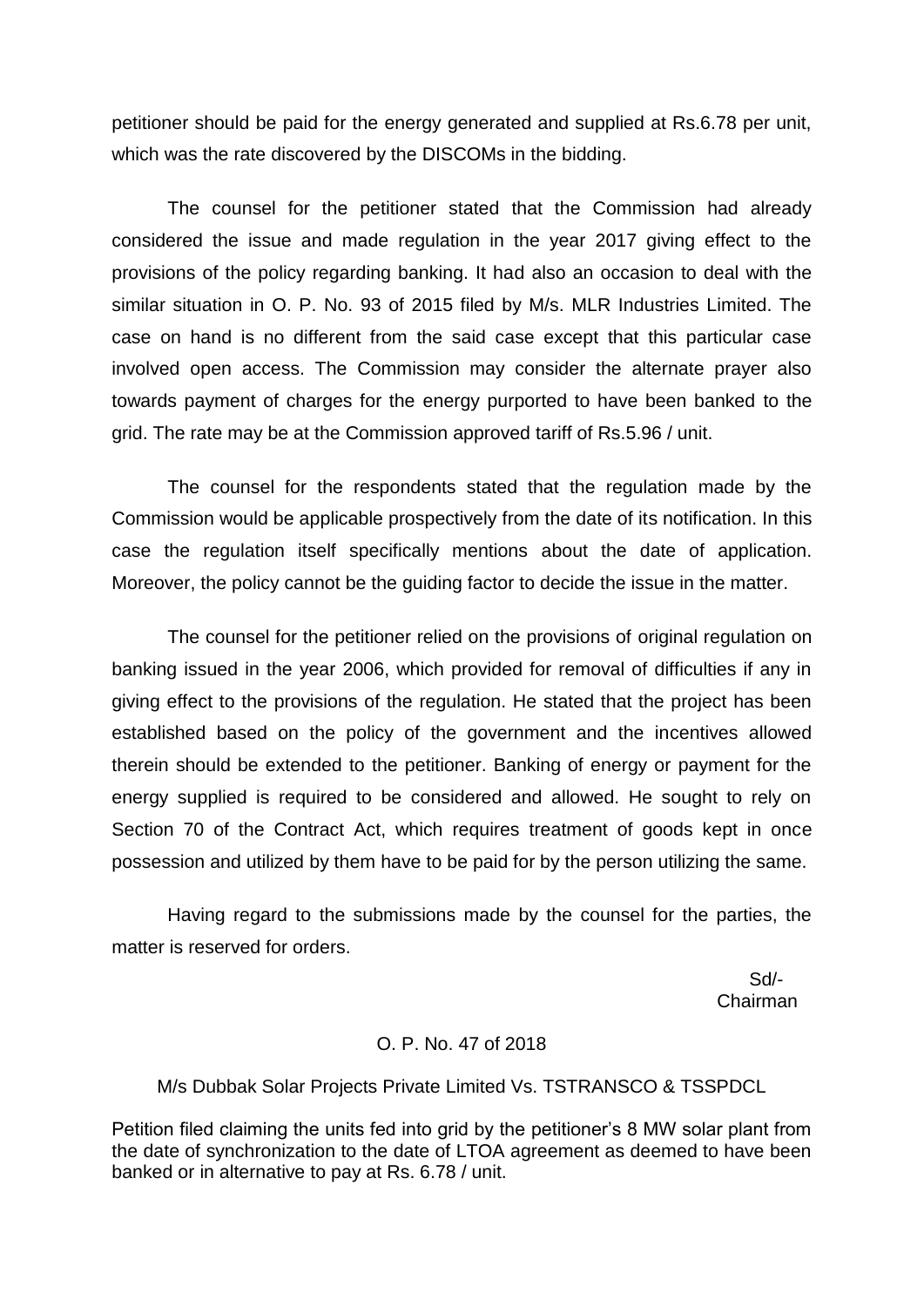petitioner should be paid for the energy generated and supplied at Rs.6.78 per unit, which was the rate discovered by the DISCOMs in the bidding.

The counsel for the petitioner stated that the Commission had already considered the issue and made regulation in the year 2017 giving effect to the provisions of the policy regarding banking. It had also an occasion to deal with the similar situation in O. P. No. 93 of 2015 filed by M/s. MLR Industries Limited. The case on hand is no different from the said case except that this particular case involved open access. The Commission may consider the alternate prayer also towards payment of charges for the energy purported to have been banked to the grid. The rate may be at the Commission approved tariff of Rs.5.96 / unit.

The counsel for the respondents stated that the regulation made by the Commission would be applicable prospectively from the date of its notification. In this case the regulation itself specifically mentions about the date of application. Moreover, the policy cannot be the guiding factor to decide the issue in the matter.

The counsel for the petitioner relied on the provisions of original regulation on banking issued in the year 2006, which provided for removal of difficulties if any in giving effect to the provisions of the regulation. He stated that the project has been established based on the policy of the government and the incentives allowed therein should be extended to the petitioner. Banking of energy or payment for the energy supplied is required to be considered and allowed. He sought to rely on Section 70 of the Contract Act, which requires treatment of goods kept in once possession and utilized by them have to be paid for by the person utilizing the same.

Having regard to the submissions made by the counsel for the parties, the matter is reserved for orders.

Sd/-
Chairman

O. P. No. 47 of 2018

M/s Dubbak Solar Projects Private Limited Vs. TSTRANSCO & TSSPDCL

Petition filed claiming the units fed into grid by the petitioner's 8 MW solar plant from the date of synchronization to the date of LTOA agreement as deemed to have been banked or in alternative to pay at Rs. 6.78 / unit.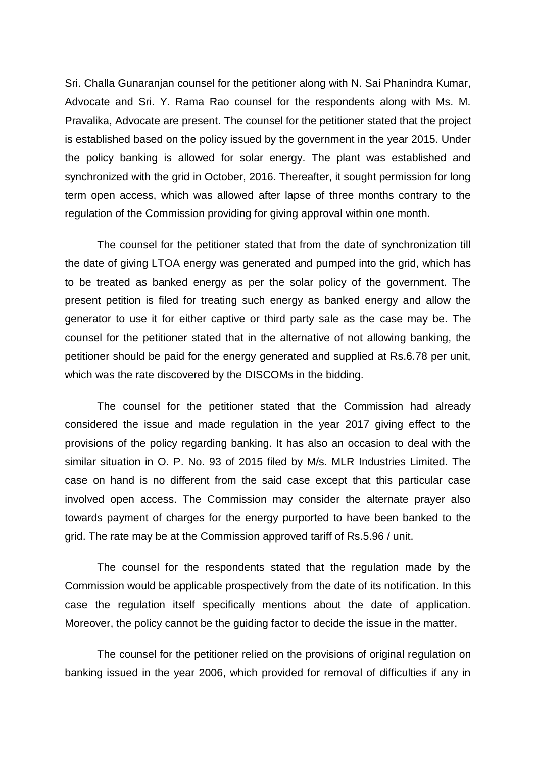Sri. Challa Gunaranjan counsel for the petitioner along with N. Sai Phanindra Kumar, Advocate and Sri. Y. Rama Rao counsel for the respondents along with Ms. M. Pravalika, Advocate are present. The counsel for the petitioner stated that the project is established based on the policy issued by the government in the year 2015. Under the policy banking is allowed for solar energy. The plant was established and synchronized with the grid in October, 2016. Thereafter, it sought permission for long term open access, which was allowed after lapse of three months contrary to the regulation of the Commission providing for giving approval within one month.

The counsel for the petitioner stated that from the date of synchronization till the date of giving LTOA energy was generated and pumped into the grid, which has to be treated as banked energy as per the solar policy of the government. The present petition is filed for treating such energy as banked energy and allow the generator to use it for either captive or third party sale as the case may be. The counsel for the petitioner stated that in the alternative of not allowing banking, the petitioner should be paid for the energy generated and supplied at Rs.6.78 per unit, which was the rate discovered by the DISCOMs in the bidding.

The counsel for the petitioner stated that the Commission had already considered the issue and made regulation in the year 2017 giving effect to the provisions of the policy regarding banking. It has also an occasion to deal with the similar situation in O. P. No. 93 of 2015 filed by M/s. MLR Industries Limited. The case on hand is no different from the said case except that this particular case involved open access. The Commission may consider the alternate prayer also towards payment of charges for the energy purported to have been banked to the grid. The rate may be at the Commission approved tariff of Rs.5.96 / unit.

The counsel for the respondents stated that the regulation made by the Commission would be applicable prospectively from the date of its notification. In this case the regulation itself specifically mentions about the date of application. Moreover, the policy cannot be the guiding factor to decide the issue in the matter.

The counsel for the petitioner relied on the provisions of original regulation on banking issued in the year 2006, which provided for removal of difficulties if any in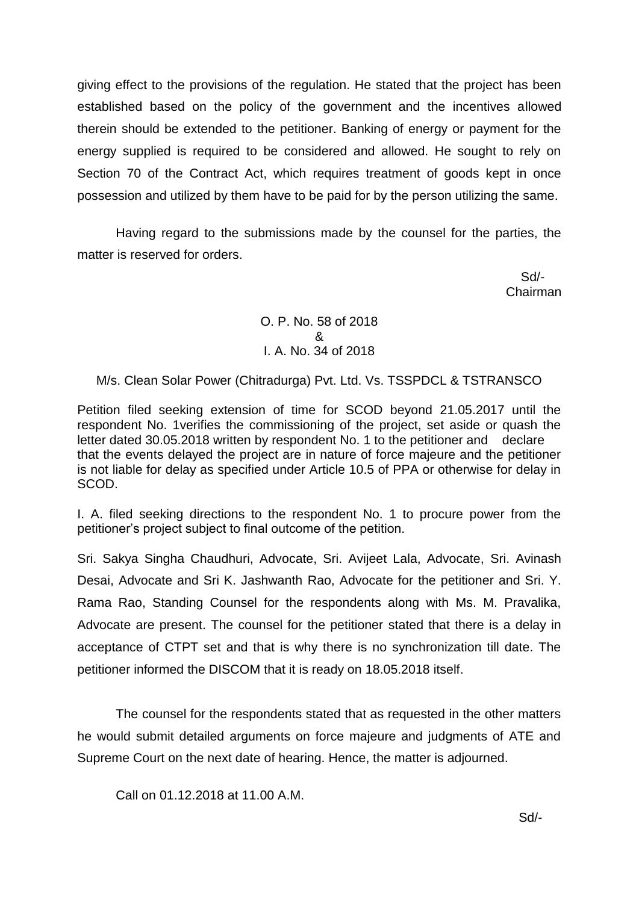giving effect to the provisions of the regulation. He stated that the project has been established based on the policy of the government and the incentives allowed therein should be extended to the petitioner. Banking of energy or payment for the energy supplied is required to be considered and allowed. He sought to rely on Section 70 of the Contract Act, which requires treatment of goods kept in once possession and utilized by them have to be paid for by the person utilizing the same.

Having regard to the submissions made by the counsel for the parties, the matter is reserved for orders.

Sd/-
Chairman

O. P. No. 58 of 2018
&
I. A. No. 34 of 2018

M/s. Clean Solar Power (Chitradurga) Pvt. Ltd. Vs. TSSPDCL & TSTRANSCO

Petition filed seeking extension of time for SCOD beyond 21.05.2017 until the respondent No. 1verifies the commissioning of the project, set aside or quash the letter dated 30.05.2018 written by respondent No. 1 to the petitioner and declare that the events delayed the project are in nature of force majeure and the petitioner is not liable for delay as specified under Article 10.5 of PPA or otherwise for delay in SCOD.

I. A. filed seeking directions to the respondent No. 1 to procure power from the petitioner's project subject to final outcome of the petition.

Sri. Sakya Singha Chaudhuri, Advocate, Sri. Avijeet Lala, Advocate, Sri. Avinash Desai, Advocate and Sri K. Jashwanth Rao, Advocate for the petitioner and Sri. Y. Rama Rao, Standing Counsel for the respondents along with Ms. M. Pravalika, Advocate are present. The counsel for the petitioner stated that there is a delay in acceptance of CTPT set and that is why there is no synchronization till date. The petitioner informed the DISCOM that it is ready on 18.05.2018 itself.

The counsel for the respondents stated that as requested in the other matters he would submit detailed arguments on force majeure and judgments of ATE and Supreme Court on the next date of hearing. Hence, the matter is adjourned.

Call on 01.12.2018 at 11.00 A.M.

Sd/-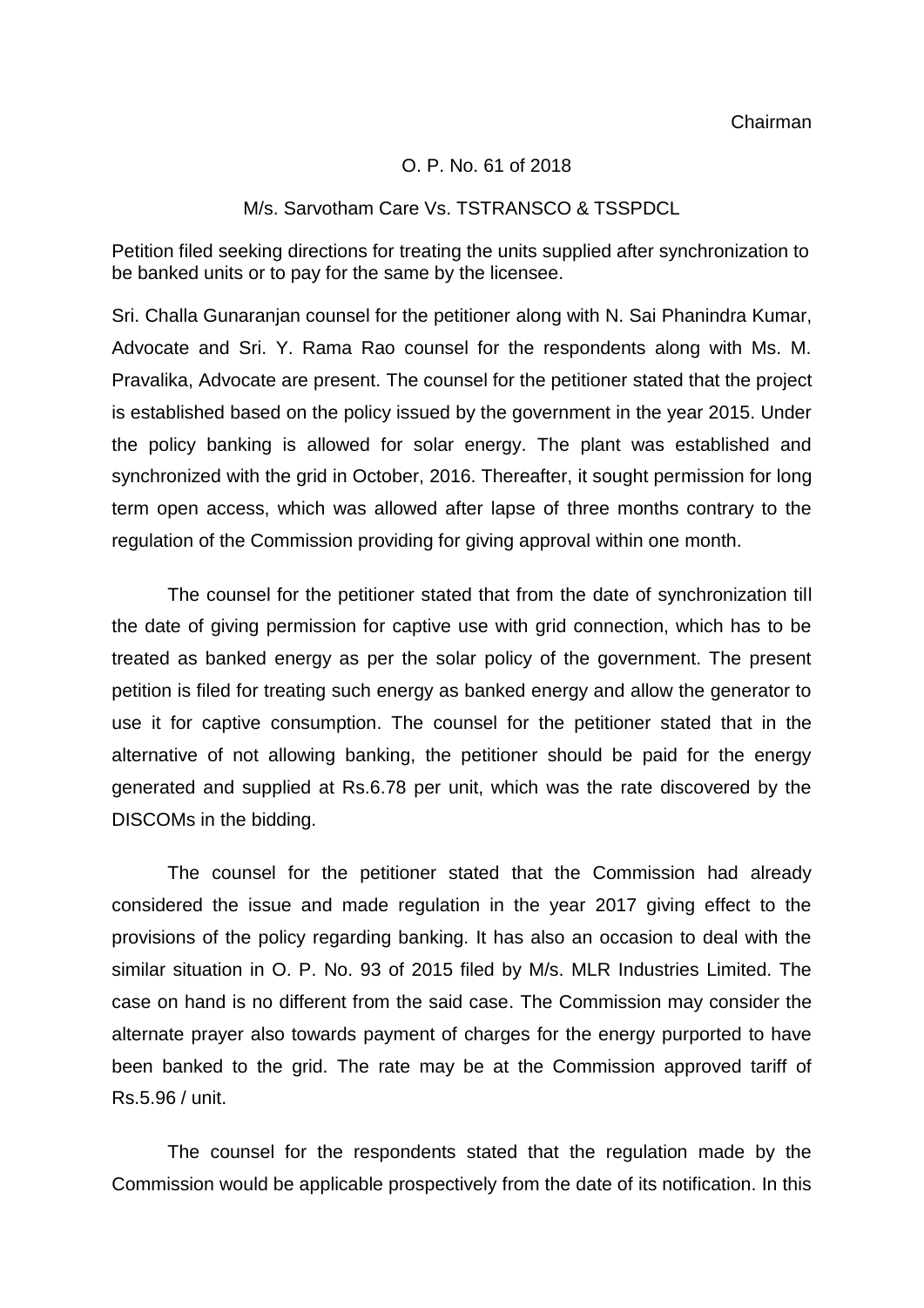Chairman

O. P. No. 61 of 2018

M/s. Sarvotham Care Vs. TSTRANSCO & TSSPDCL

Petition filed seeking directions for treating the units supplied after synchronization to be banked units or to pay for the same by the licensee.

Sri. Challa Gunaranjan counsel for the petitioner along with N. Sai Phanindra Kumar, Advocate and Sri. Y. Rama Rao counsel for the respondents along with Ms. M. Pravalika, Advocate are present. The counsel for the petitioner stated that the project is established based on the policy issued by the government in the year 2015. Under the policy banking is allowed for solar energy. The plant was established and synchronized with the grid in October, 2016. Thereafter, it sought permission for long term open access, which was allowed after lapse of three months contrary to the regulation of the Commission providing for giving approval within one month.

The counsel for the petitioner stated that from the date of synchronization till the date of giving permission for captive use with grid connection, which has to be treated as banked energy as per the solar policy of the government. The present petition is filed for treating such energy as banked energy and allow the generator to use it for captive consumption. The counsel for the petitioner stated that in the alternative of not allowing banking, the petitioner should be paid for the energy generated and supplied at Rs.6.78 per unit, which was the rate discovered by the DISCOMs in the bidding.

The counsel for the petitioner stated that the Commission had already considered the issue and made regulation in the year 2017 giving effect to the provisions of the policy regarding banking. It has also an occasion to deal with the similar situation in O. P. No. 93 of 2015 filed by M/s. MLR Industries Limited. The case on hand is no different from the said case. The Commission may consider the alternate prayer also towards payment of charges for the energy purported to have been banked to the grid. The rate may be at the Commission approved tariff of Rs.5.96 / unit.

The counsel for the respondents stated that the regulation made by the Commission would be applicable prospectively from the date of its notification. In this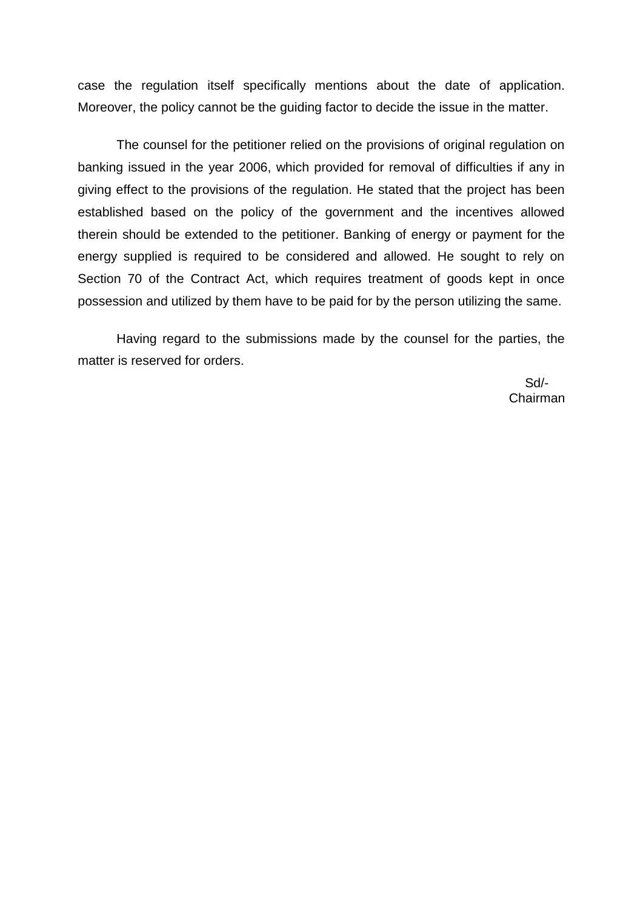case the regulation itself specifically mentions about the date of application. Moreover, the policy cannot be the guiding factor to decide the issue in the matter.

The counsel for the petitioner relied on the provisions of original regulation on banking issued in the year 2006, which provided for removal of difficulties if any in giving effect to the provisions of the regulation. He stated that the project has been established based on the policy of the government and the incentives allowed therein should be extended to the petitioner. Banking of energy or payment for the energy supplied is required to be considered and allowed. He sought to rely on Section 70 of the Contract Act, which requires treatment of goods kept in once possession and utilized by them have to be paid for by the person utilizing the same.

Having regard to the submissions made by the counsel for the parties, the matter is reserved for orders.

Sd/-
Chairman